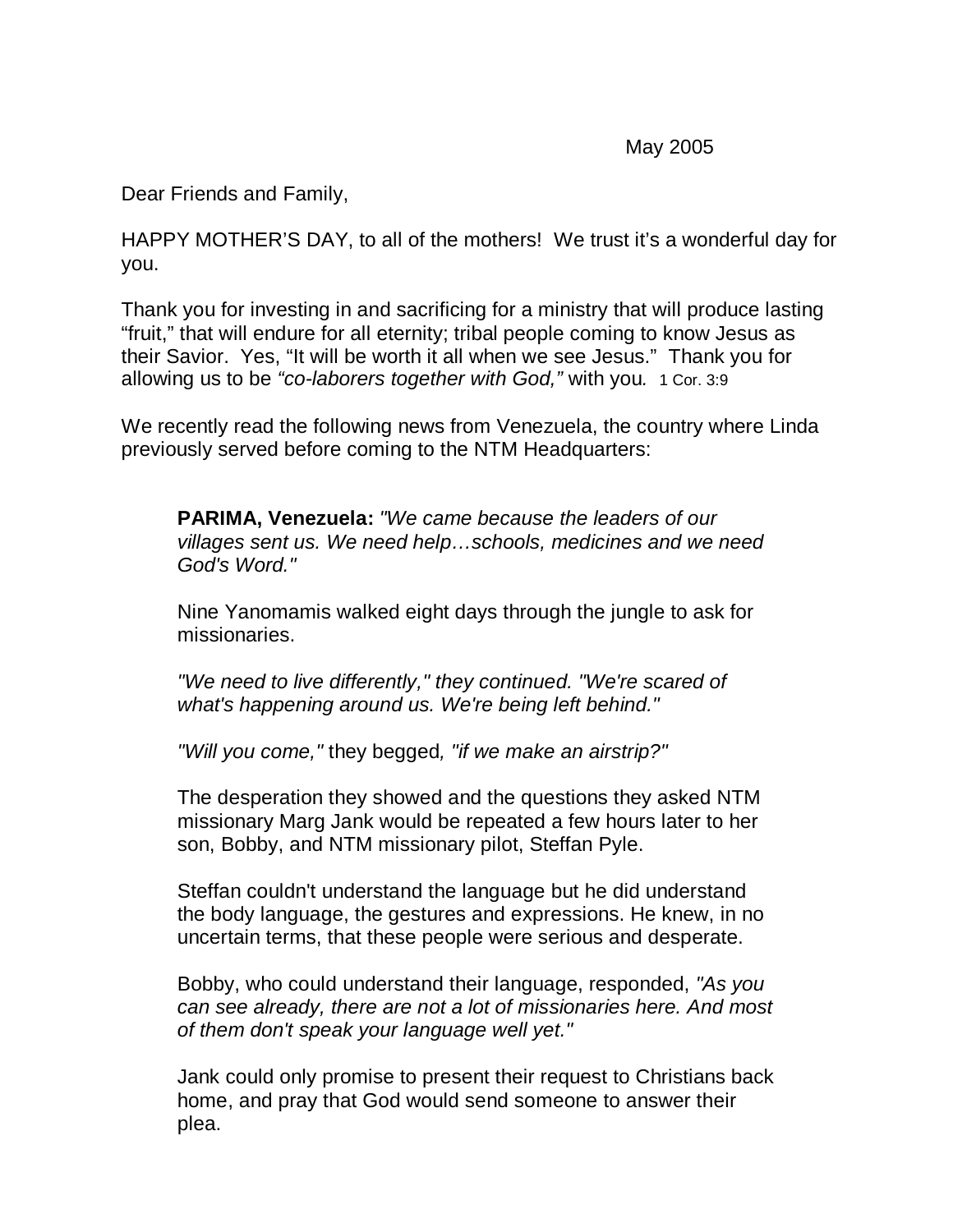May 2005

Dear Friends and Family,

HAPPY MOTHER'S DAY, to all of the mothers! We trust it's a wonderful day for you.

Thank you for investing in and sacrificing for a ministry that will produce lasting "fruit," that will endure for all eternity; tribal people coming to know Jesus as their Savior. Yes, "It will be worth it all when we see Jesus." Thank you for allowing us to be *"co-laborers together with God,"* with you. 1 Cor. 3:9

We recently read the following news from Venezuela, the country where Linda previously served before coming to the NTM Headquarters:

> **PARIMA, Venezuela:** *"We came because the leaders of our villages sent us. We need help…schools, medicines and we need God's Word."*
>
> Nine Yanomamis walked eight days through the jungle to ask for missionaries.
>
> *"We need to live differently," they continued. "We're scared of what's happening around us. We're being left behind."*
>
> *"Will you come,"* they begged*, "if we make an airstrip?"*
>
> The desperation they showed and the questions they asked NTM missionary Marg Jank would be repeated a few hours later to her son, Bobby, and NTM missionary pilot, Steffan Pyle.
>
> Steffan couldn't understand the language but he did understand the body language, the gestures and expressions. He knew, in no uncertain terms, that these people were serious and desperate.
>
> Bobby, who could understand their language, responded, *"As you can see already, there are not a lot of missionaries here. And most of them don't speak your language well yet."*
>
> Jank could only promise to present their request to Christians back home, and pray that God would send someone to answer their plea.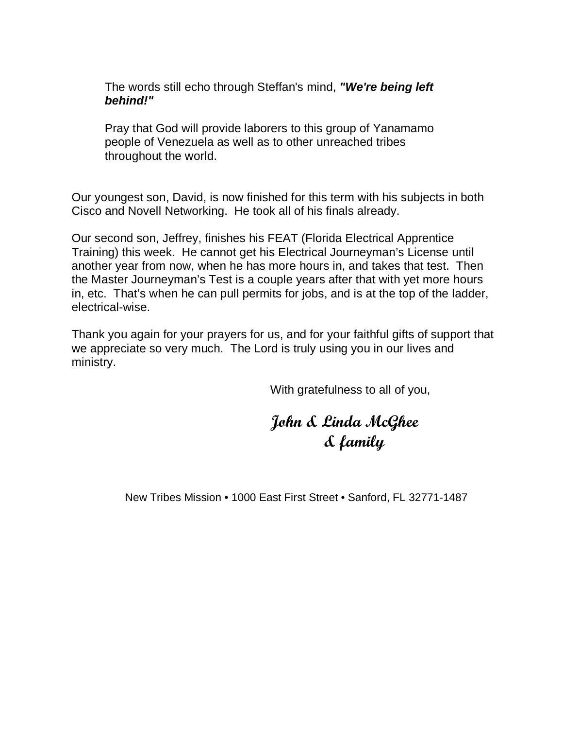The words still echo through Steffan's mind, ***"We're being left behind!"***

Pray that God will provide laborers to this group of Yanamamo people of Venezuela as well as to other unreached tribes throughout the world.

Our youngest son, David, is now finished for this term with his subjects in both Cisco and Novell Networking. He took all of his finals already.

Our second son, Jeffrey, finishes his FEAT (Florida Electrical Apprentice Training) this week. He cannot get his Electrical Journeyman's License until another year from now, when he has more hours in, and takes that test. Then the Master Journeyman's Test is a couple years after that with yet more hours in, etc. That's when he can pull permits for jobs, and is at the top of the ladder, electrical-wise.

Thank you again for your prayers for us, and for your faithful gifts of support that we appreciate so very much. The Lord is truly using you in our lives and ministry.

With gratefulness to all of you,

**John & Linda McGhee**
**& family**

New Tribes Mission • 1000 East First Street • Sanford, FL 32771-1487